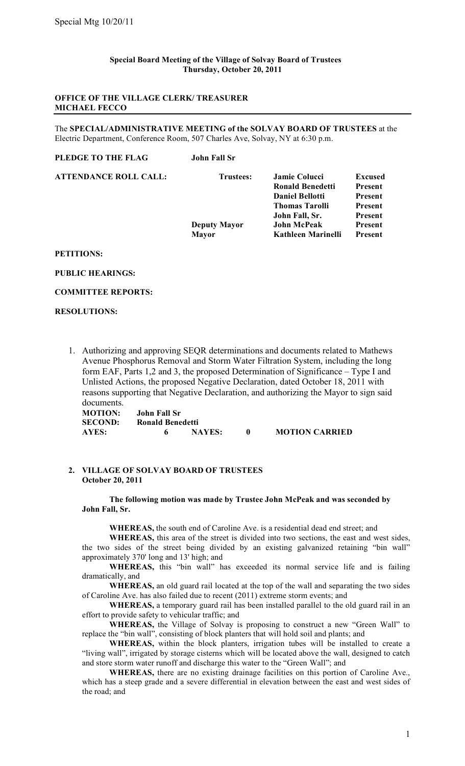**Special Board Meeting of the Village of Solvay Board of Trustees**
**Thursday, October 20, 2011**

**OFFICE OF THE VILLAGE CLERK/ TREASURER**
**MICHAEL FECCO**

The **SPECIAL/ADMINISTRATIVE MEETING of the SOLVAY BOARD OF TRUSTEES** at the Electric Department, Conference Room, 507 Charles Ave, Solvay, NY at 6:30 p.m.

**PLEDGE TO THE FLAG** **John Fall Sr**

| **ATTENDANCE ROLL CALL:** | **Trustees:** | **Jamie Colucci** | **Excused** |
|---|---|---|---|
| | | **Ronald Benedetti** | **Present** |
| | | **Daniel Bellotti** | **Present** |
| | | **Thomas Tarolli** | **Present** |
| | | **John Fall, Sr.** | **Present** |
| | **Deputy Mayor** | **John McPeak** | **Present** |
| | **Mayor** | **Kathleen Marinelli** | **Present** |

**PETITIONS:**

**PUBLIC HEARINGS:**

**COMMITTEE REPORTS:**

**RESOLUTIONS:**

1. Authorizing and approving SEQR determinations and documents related to Mathews Avenue Phosphorus Removal and Storm Water Filtration System, including the long form EAF, Parts 1,2 and 3, the proposed Determination of Significance – Type I and Unlisted Actions, the proposed Negative Declaration, dated October 18, 2011 with reasons supporting that Negative Declaration, and authorizing the Mayor to sign said documents.

   **MOTION:** **John Fall Sr**
   **SECOND:** **Ronald Benedetti**
   **AYES:** **6** **NAYES:** **0** **MOTION CARRIED**

2. **VILLAGE OF SOLVAY BOARD OF TRUSTEES**
   **October 20, 2011**

   **The following motion was made by Trustee John McPeak and was seconded by John Fall, Sr.**

   **WHEREAS,** the south end of Caroline Ave. is a residential dead end street; and

   **WHEREAS,** this area of the street is divided into two sections, the east and west sides, the two sides of the street being divided by an existing galvanized retaining "bin wall" approximately 370' long and 13' high; and

   **WHEREAS,** this "bin wall" has exceeded its normal service life and is failing dramatically, and

   **WHEREAS,** an old guard rail located at the top of the wall and separating the two sides of Caroline Ave. has also failed due to recent (2011) extreme storm events; and

   **WHEREAS,** a temporary guard rail has been installed parallel to the old guard rail in an effort to provide safety to vehicular traffic; and

   **WHEREAS,** the Village of Solvay is proposing to construct a new "Green Wall" to replace the "bin wall", consisting of block planters that will hold soil and plants; and

   **WHEREAS,** within the block planters, irrigation tubes will be installed to create a "living wall", irrigated by storage cisterns which will be located above the wall, designed to catch and store storm water runoff and discharge this water to the "Green Wall"; and

   **WHEREAS,** there are no existing drainage facilities on this portion of Caroline Ave., which has a steep grade and a severe differential in elevation between the east and west sides of the road; and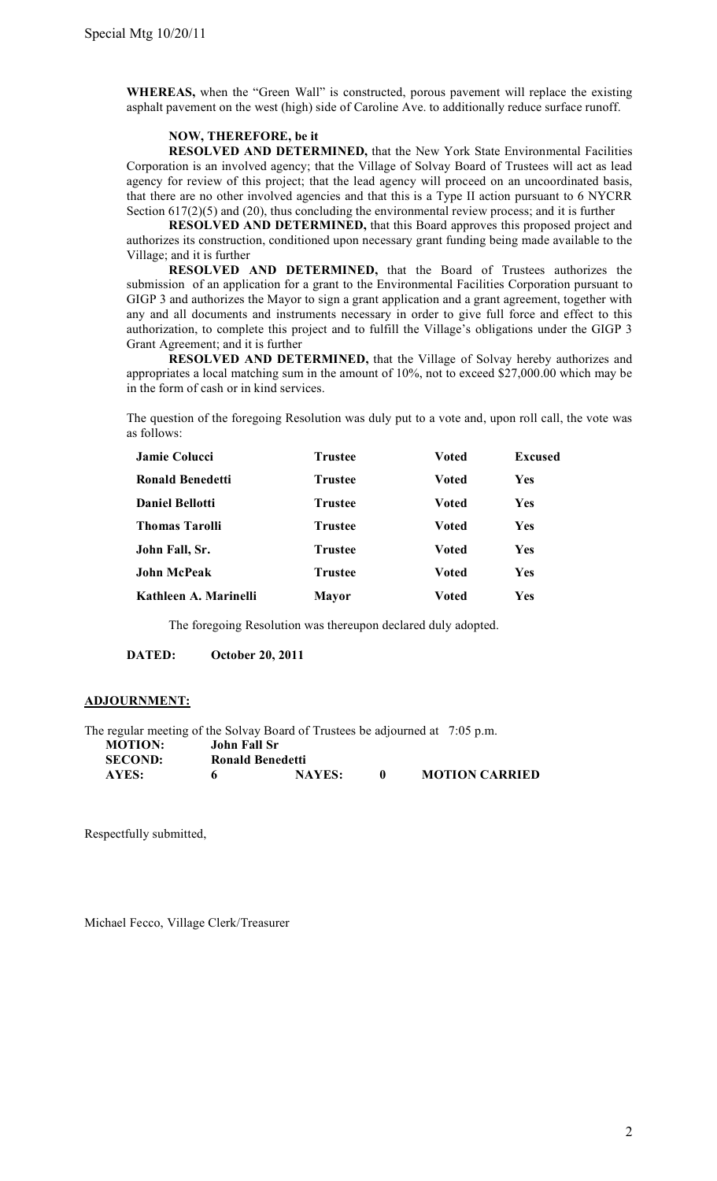**WHEREAS,** when the "Green Wall" is constructed, porous pavement will replace the existing asphalt pavement on the west (high) side of Caroline Ave. to additionally reduce surface runoff.

**NOW, THEREFORE, be it**

**RESOLVED AND DETERMINED,** that the New York State Environmental Facilities Corporation is an involved agency; that the Village of Solvay Board of Trustees will act as lead agency for review of this project; that the lead agency will proceed on an uncoordinated basis, that there are no other involved agencies and that this is a Type II action pursuant to 6 NYCRR Section 617(2)(5) and (20), thus concluding the environmental review process; and it is further

**RESOLVED AND DETERMINED,** that this Board approves this proposed project and authorizes its construction, conditioned upon necessary grant funding being made available to the Village; and it is further

**RESOLVED AND DETERMINED,** that the Board of Trustees authorizes the submission of an application for a grant to the Environmental Facilities Corporation pursuant to GIGP 3 and authorizes the Mayor to sign a grant application and a grant agreement, together with any and all documents and instruments necessary in order to give full force and effect to this authorization, to complete this project and to fulfill the Village's obligations under the GIGP 3 Grant Agreement; and it is further

**RESOLVED AND DETERMINED,** that the Village of Solvay hereby authorizes and appropriates a local matching sum in the amount of 10%, not to exceed $27,000.00 which may be in the form of cash or in kind services.

The question of the foregoing Resolution was duly put to a vote and, upon roll call, the vote was as follows:

| | | | |
|---|---|---|---|
| **Jamie Colucci** | **Trustee** | **Voted** | **Excused** |
| **Ronald Benedetti** | **Trustee** | **Voted** | **Yes** |
| **Daniel Bellotti** | **Trustee** | **Voted** | **Yes** |
| **Thomas Tarolli** | **Trustee** | **Voted** | **Yes** |
| **John Fall, Sr.** | **Trustee** | **Voted** | **Yes** |
| **John McPeak** | **Trustee** | **Voted** | **Yes** |
| **Kathleen A. Marinelli** | **Mayor** | **Voted** | **Yes** |

The foregoing Resolution was thereupon declared duly adopted.

**DATED: October 20, 2011**

**ADJOURNMENT:**

The regular meeting of the Solvay Board of Trustees be adjourned at 7:05 p.m.

| | | | | |
|---|---|---|---|---|
| **MOTION:** | **John Fall Sr** | | | |
| **SECOND:** | **Ronald Benedetti** | | | |
| **AYES:** | **6** | **NAYES:** | **0** | **MOTION CARRIED** |

Respectfully submitted,

Michael Fecco, Village Clerk/Treasurer